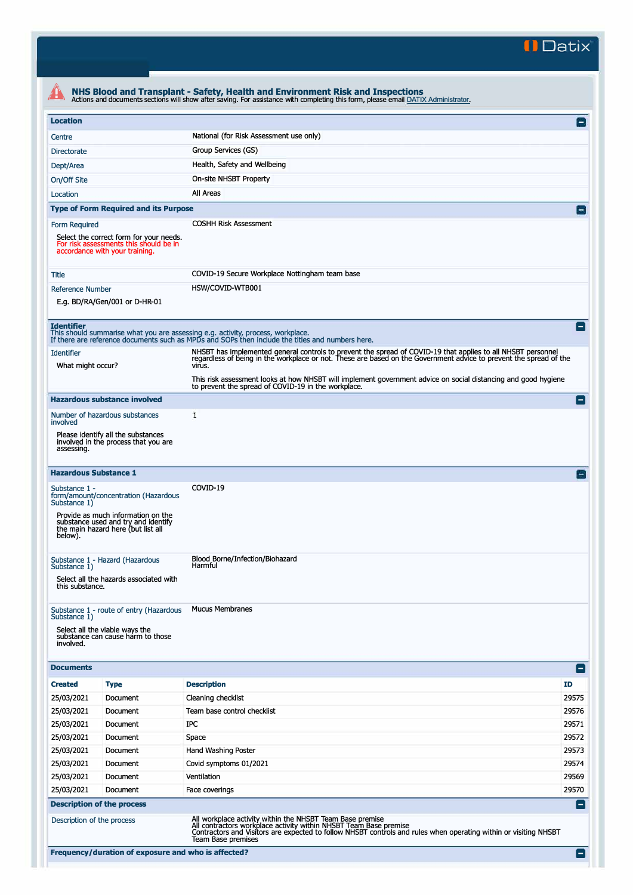# NHS Blood and Transplant - Safety, Health and Environment Risk and Inspections

Actions and documents sections will show after saving. For assistance with completing this form, please email DATIX Administrator.

## Location

| | |
|---|---|
| Centre | National (for Risk Assessment use only) |
| Directorate | Group Services (GS) |
| Dept/Area | Health, Safety and Wellbeing |
| On/Off Site | On-site NHSBT Property |
| Location | All Areas |

## Type of Form Required and its Purpose

| | |
|---|---|
| Form Required<br><br>Select the correct form for your needs. For risk assessments this should be in accordance with your training. | COSHH Risk Assessment |
| Title | COVID-19 Secure Workplace Nottingham team base |
| Reference Number<br><br>E.g. BD/RA/Gen/001 or D-HR-01 | HSW/COVID-WTB001 |

## Identifier

This should summarise what you are assessing e.g. activity, process, workplace.
If there are reference documents such as MPDs and SOPs then include the titles and numbers here.

| | |
|---|---|
| Identifier<br><br>What might occur? | NHSBT has implemented general controls to prevent the spread of COVID-19 that applies to all NHSBT personnel regardless of being in the workplace or not. These are based on the Government advice to prevent the spread of the virus.<br><br>This risk assessment looks at how NHSBT will implement government advice on social distancing and good hygiene to prevent the spread of COVID-19 in the workplace. |

## Hazardous substance involved

| | |
|---|---|
| Number of hazardous substances involved<br><br>Please identify all the substances involved in the process that you are assessing. | 1 |

## Hazardous Substance 1

| | |
|---|---|
| Substance 1 - form/amount/concentration (Hazardous Substance 1)<br><br>Provide as much information on the substance used and try and identify the main hazard here (but list all below). | COVID-19 |
| Substance 1 - Hazard (Hazardous Substance 1)<br><br>Select all the hazards associated with this substance. | Blood Borne/Infection/Biohazard<br>Harmful |
| Substance 1 - route of entry (Hazardous Substance 1)<br><br>Select all the viable ways the substance can cause harm to those involved. | Mucus Membranes |

## Documents

| Created | Type | Description | ID |
|---|---|---|---|
| 25/03/2021 | Document | Cleaning checklist | 29575 |
| 25/03/2021 | Document | Team base control checklist | 29576 |
| 25/03/2021 | Document | IPC | 29571 |
| 25/03/2021 | Document | Space | 29572 |
| 25/03/2021 | Document | Hand Washing Poster | 29573 |
| 25/03/2021 | Document | Covid symptoms 01/2021 | 29574 |
| 25/03/2021 | Document | Ventilation | 29569 |
| 25/03/2021 | Document | Face coverings | 29570 |

## Description of the process

| | |
|---|---|
| Description of the process | All workplace activity within the NHSBT Team Base premise<br>All contractors workplace activity within NHSBT Team Base premise<br>Contractors and Visitors are expected to follow NHSBT controls and rules when operating within or visiting NHSBT Team Base premises |

## Frequency/duration of exposure and who is affected?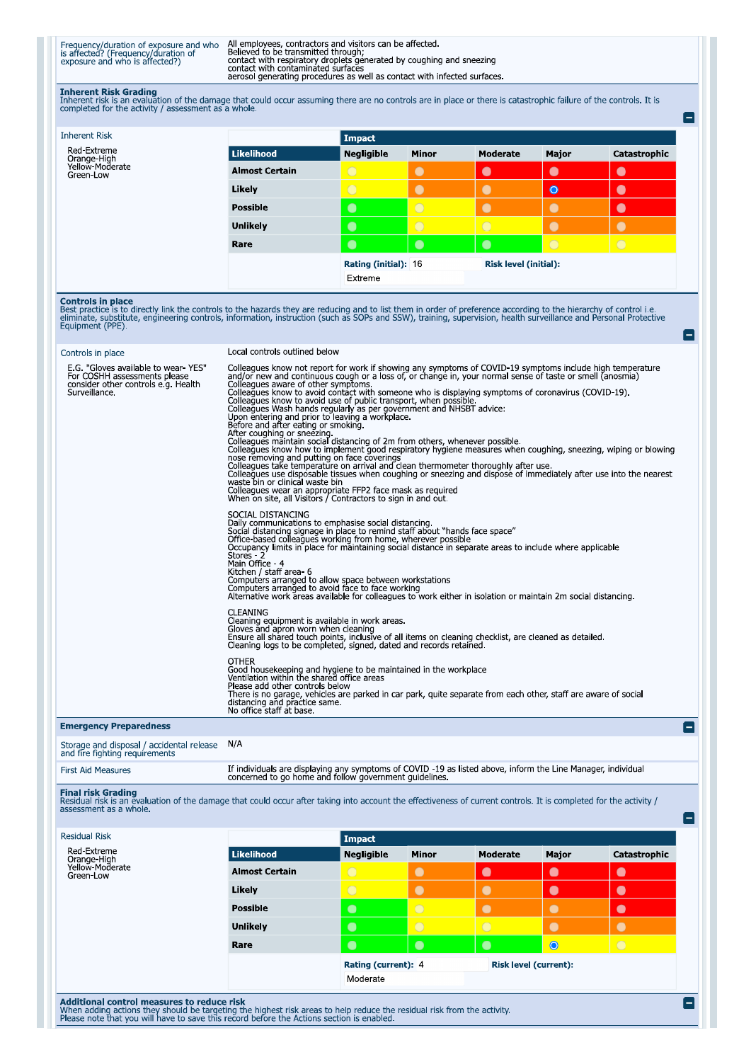| Frequency/duration of exposure and who is affected? (Frequency/duration of exposure and who is affected?) | All employees, contractors and visitors can be affected.<br>Believed to be transmitted through;<br>contact with respiratory droplets generated by coughing and sneezing<br>contact with contaminated surfaces<br>aerosol generating procedures as well as contact with infected surfaces. |
|---|---|

**Inherent Risk Grading**
Inherent risk is an evaluation of the damage that could occur assuming there are no controls are in place or there is catastrophic failure of the controls. It is completed for the activity / assessment as a whole.

Inherent Risk

Red-Extreme
Orange-High
Yellow-Moderate
Green-Low

| | Impact | | | | |
|---|---|---|---|---|---|
| **Likelihood** | **Negligible** | **Minor** | **Moderate** | **Major** | **Catastrophic** |
| **Almost Certain** | | | | | |
| **Likely** | | | | ◉ | |
| **Possible** | | | | | |
| **Unlikely** | | | | | |
| **Rare** | | | | | |

**Rating (initial):** 16
Extreme
**Risk level (initial):**

**Controls in place**
Best practice is to directly link the controls to the hazards they are reducing and to list them in order of preference according to the hierarchy of control i.e. eliminate, substitute, engineering controls, information, instruction (such as SOPs and SSW), training, supervision, health surveillance and Personal Protective Equipment (PPE).

Controls in place

E.G. "Gloves available to wear- YES"
For COSHH assessments please consider other controls e.g. Health Surveillance.

Local controls outlined below

Colleagues know not report for work if showing any symptoms of COVID-19 symptoms include high temperature and/or new and continuous cough or a loss of, or change in, your normal sense of taste or smell (anosmia)
Colleagues aware of other symptoms.
Colleagues know to avoid contact with someone who is displaying symptoms of coronavirus (COVID-19).
Colleagues know to avoid use of public transport, when possible.
Colleagues Wash hands regularly as per government and NHSBT advice:
Upon entering and prior to leaving a workplace.
Before and after eating or smoking.
After coughing or sneezing.
Colleagues maintain social distancing of 2m from others, whenever possible.
Colleagues know how to implement good respiratory hygiene measures when coughing, sneezing, wiping or blowing nose removing and putting on face coverings
Colleagues take temperature on arrival and clean thermometer thoroughly after use.
Colleagues use disposable tissues when coughing or sneezing and dispose of immediately after use into the nearest waste bin or clinical waste bin
Colleagues wear an appropriate FFP2 face mask as required
When on site, all Visitors / Contractors to sign in and out.

SOCIAL DISTANCING
Daily communications to emphasise social distancing.
Social distancing signage in place to remind staff about "hands face space"
Office-based colleagues working from home, wherever possible
Occupancy limits in place for maintaining social distance in separate areas to include where applicable
Stores - 2
Main Office - 4
Kitchen / staff area- 6
Computers arranged to allow space between workstations
Computers arranged to avoid face to face working
Alternative work areas available for colleagues to work either in isolation or maintain 2m social distancing.

CLEANING
Cleaning equipment is available in work areas.
Gloves and apron worn when cleaning
Ensure all shared touch points, inclusive of all items on cleaning checklist, are cleaned as detailed.
Cleaning logs to be completed, signed, dated and records retained.

OTHER
Good housekeeping and hygiene to be maintained in the workplace
Ventilation within the shared office areas
Please add other controls below
There is no garage, vehicles are parked in car park, quite separate from each other, staff are aware of social distancing and practice same.
No office staff at base.

**Emergency Preparedness**

| Storage and disposal / accidental release and fire fighting requirements | N/A |
|---|---|
| First Aid Measures | If individuals are displaying any symptoms of COVID -19 as listed above, inform the Line Manager, individual concerned to go home and follow government guidelines. |

**Final risk Grading**
Residual risk is an evaluation of the damage that could occur after taking into account the effectiveness of current controls. It is completed for the activity / assessment as a whole.

Residual Risk

Red-Extreme
Orange-High
Yellow-Moderate
Green-Low

| | Impact | | | | |
|---|---|---|---|---|---|
| **Likelihood** | **Negligible** | **Minor** | **Moderate** | **Major** | **Catastrophic** |
| **Almost Certain** | | | | | |
| **Likely** | | | | | |
| **Possible** | | | | | |
| **Unlikely** | | | | | |
| **Rare** | | | | ◉ | |

**Rating (current):** 4
Moderate
**Risk level (current):**

**Additional control measures to reduce risk**
When adding actions they should be targeting the highest risk areas to help reduce the residual risk from the activity.
Please note that you will have to save this record before the Actions section is enabled.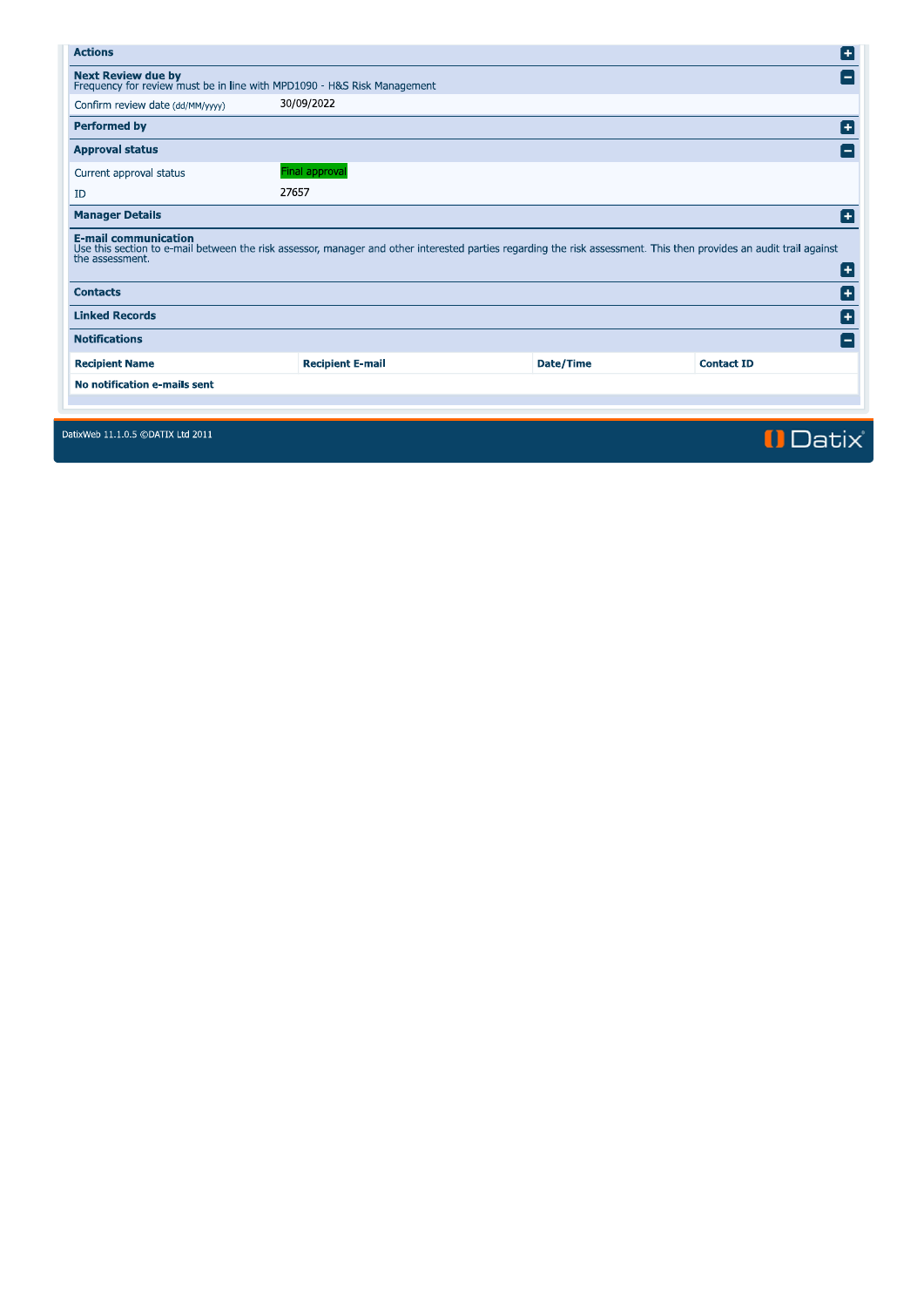**Actions**

**Next Review due by**
Frequency for review must be in line with MPD1090 - H&S Risk Management

Confirm review date (dd/MM/yyyy) 30/09/2022

**Performed by**

**Approval status**

Current approval status: Final approval

ID: 27657

**Manager Details**

**E-mail communication**
Use this section to e-mail between the risk assessor, manager and other interested parties regarding the risk assessment. This then provides an audit trail against the assessment.

**Contacts**

**Linked Records**

**Notifications**

| Recipient Name | Recipient E-mail | Date/Time | Contact ID |
| --- | --- | --- | --- |
| **No notification e-mails sent** | | | |

DatixWeb 11.1.0.5 ©DATIX Ltd 2011